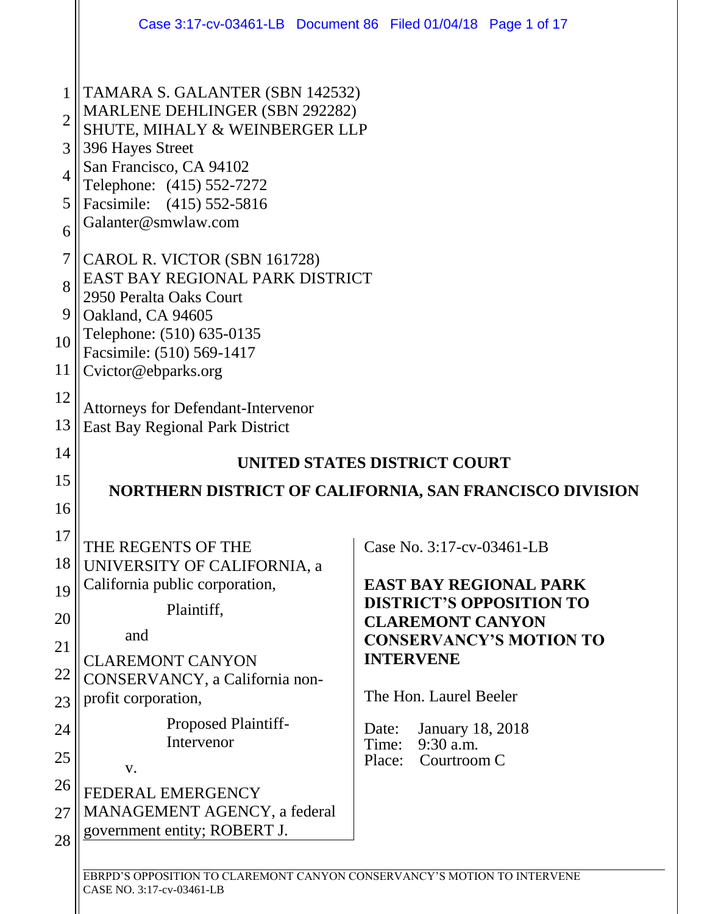TAMARA S. GALANTER (SBN 142532)
MARLENE DEHLINGER (SBN 292282)
SHUTE, MIHALY & WEINBERGER LLP
396 Hayes Street
San Francisco, CA 94102
Telephone: (415) 552-7272
Facsimile: (415) 552-5816
Galanter@smwlaw.com

CAROL R. VICTOR (SBN 161728)
EAST BAY REGIONAL PARK DISTRICT
2950 Peralta Oaks Court
Oakland, CA 94605
Telephone: (510) 635-0135
Facsimile: (510) 569-1417
Cvictor@ebparks.org

Attorneys for Defendant-Intervenor
East Bay Regional Park District

**UNITED STATES DISTRICT COURT**

**NORTHERN DISTRICT OF CALIFORNIA, SAN FRANCISCO DIVISION**

THE REGENTS OF THE UNIVERSITY OF CALIFORNIA, a California public corporation,

Plaintiff,

and

CLAREMONT CANYON CONSERVANCY, a California non-profit corporation,

Proposed Plaintiff-Intervenor

v.

FEDERAL EMERGENCY MANAGEMENT AGENCY, a federal government entity; ROBERT J.

Case No. 3:17-cv-03461-LB

**EAST BAY REGIONAL PARK DISTRICT'S OPPOSITION TO CLAREMONT CANYON CONSERVANCY'S MOTION TO INTERVENE**

The Hon. Laurel Beeler

Date: January 18, 2018
Time: 9:30 a.m.
Place: Courtroom C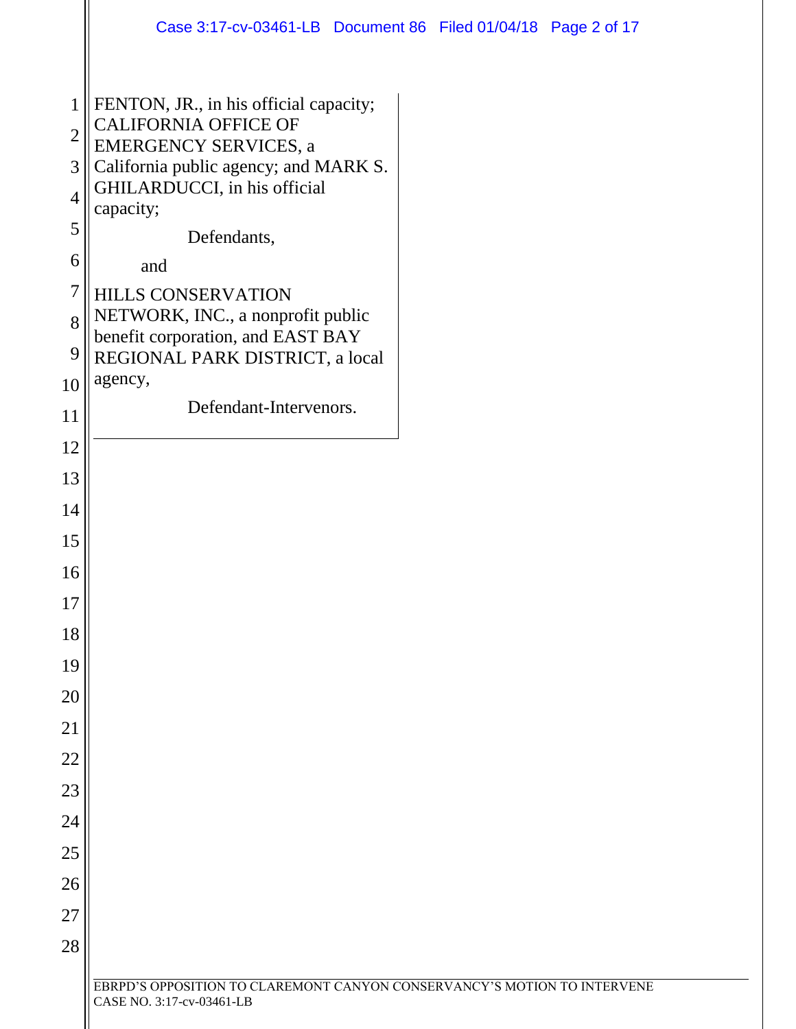FENTON, JR., in his official capacity; CALIFORNIA OFFICE OF EMERGENCY SERVICES, a California public agency; and MARK S. GHILARDUCCI, in his official capacity;

Defendants,

and

HILLS CONSERVATION NETWORK, INC., a nonprofit public benefit corporation, and EAST BAY REGIONAL PARK DISTRICT, a local agency,

Defendant-Intervenors.

EBRPD'S OPPOSITION TO CLAREMONT CANYON CONSERVANCY'S MOTION TO INTERVENE
CASE NO. 3:17-cv-03461-LB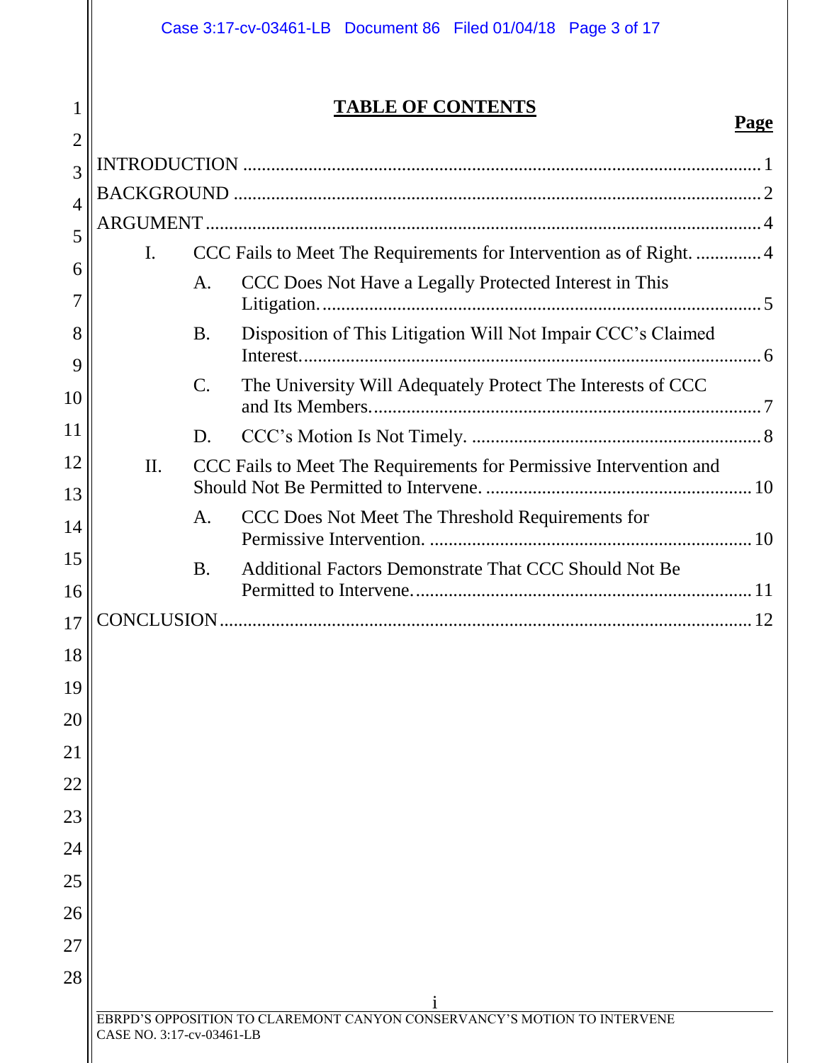# TABLE OF CONTENTS

**Page**

INTRODUCTION ..................................................................................................... 1

BACKGROUND ....................................................................................................... 2

ARGUMENT ............................................................................................................ 4

- I. CCC Fails to Meet The Requirements for Intervention as of Right. ............. 4
  - A. CCC Does Not Have a Legally Protected Interest in This Litigation. ............................................................................................ 5
  - B. Disposition of This Litigation Will Not Impair CCC's Claimed Interest. .................................................................................................. 6
  - C. The University Will Adequately Protect The Interests of CCC and Its Members. ................................................................................... 7
  - D. CCC's Motion Is Not Timely. ............................................................. 8
- II. CCC Fails to Meet The Requirements for Permissive Intervention and Should Not Be Permitted to Intervene. ........................................................ 10
  - A. CCC Does Not Meet The Threshold Requirements for Permissive Intervention. ..................................................................... 10
  - B. Additional Factors Demonstrate That CCC Should Not Be Permitted to Intervene. ........................................................................ 11

CONCLUSION ....................................................................................................... 12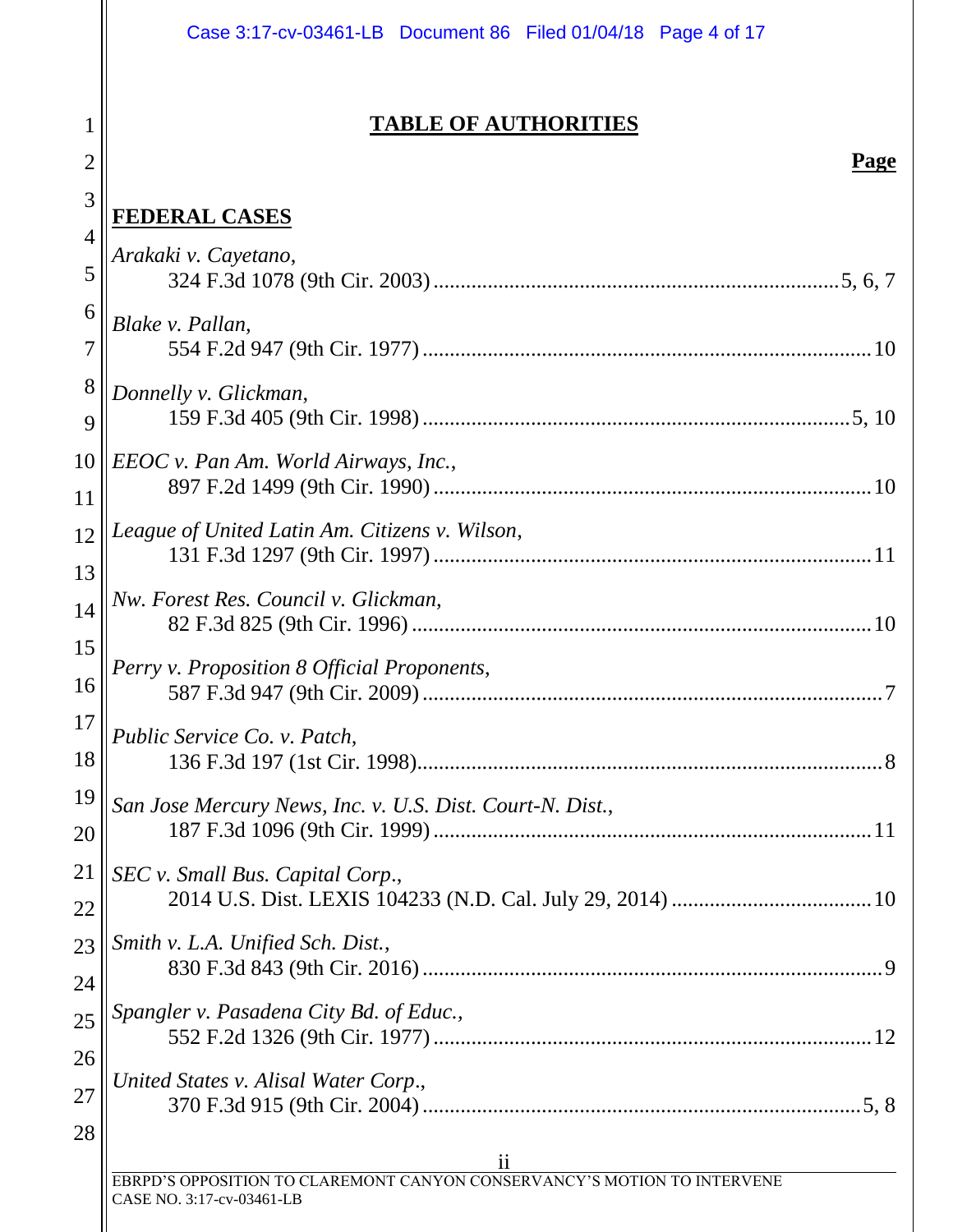# TABLE OF AUTHORITIES

**Page**

## FEDERAL CASES

*Arakaki v. Cayetano*,
324 F.3d 1078 (9th Cir. 2003) .......... 5, 6, 7

*Blake v. Pallan*,
554 F.2d 947 (9th Cir. 1977) .......... 10

*Donnelly v. Glickman*,
159 F.3d 405 (9th Cir. 1998) .......... 5, 10

*EEOC v. Pan Am. World Airways, Inc.*,
897 F.2d 1499 (9th Cir. 1990) .......... 10

*League of United Latin Am. Citizens v. Wilson*,
131 F.3d 1297 (9th Cir. 1997) .......... 11

*Nw. Forest Res. Council v. Glickman*,
82 F.3d 825 (9th Cir. 1996) .......... 10

*Perry v. Proposition 8 Official Proponents*,
587 F.3d 947 (9th Cir. 2009) .......... 7

*Public Service Co. v. Patch*,
136 F.3d 197 (1st Cir. 1998) .......... 8

*San Jose Mercury News, Inc. v. U.S. Dist. Court-N. Dist.*,
187 F.3d 1096 (9th Cir. 1999) .......... 11

*SEC v. Small Bus. Capital Corp.*,
2014 U.S. Dist. LEXIS 104233 (N.D. Cal. July 29, 2014) .......... 10

*Smith v. L.A. Unified Sch. Dist.*,
830 F.3d 843 (9th Cir. 2016) .......... 9

*Spangler v. Pasadena City Bd. of Educ.*,
552 F.2d 1326 (9th Cir. 1977) .......... 12

*United States v. Alisal Water Corp.*,
370 F.3d 915 (9th Cir. 2004) .......... 5, 8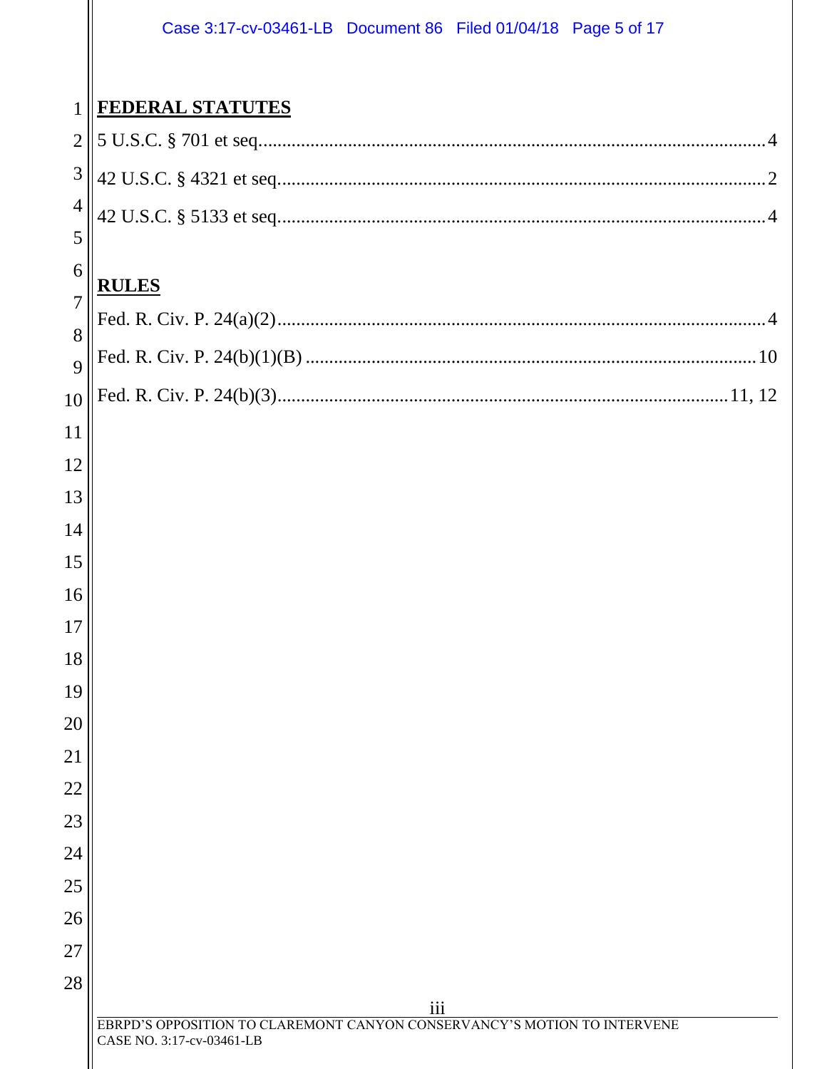**FEDERAL STATUTES**

5 U.S.C. § 701 et seq. ..................................................................................................4

42 U.S.C. § 4321 et seq. ................................................................................................2

42 U.S.C. § 5133 et seq. ................................................................................................4

**RULES**

Fed. R. Civ. P. 24(a)(2) ..................................................................................................4

Fed. R. Civ. P. 24(b)(1)(B) ...........................................................................................10

Fed. R. Civ. P. 24(b)(3) ...........................................................................................11, 12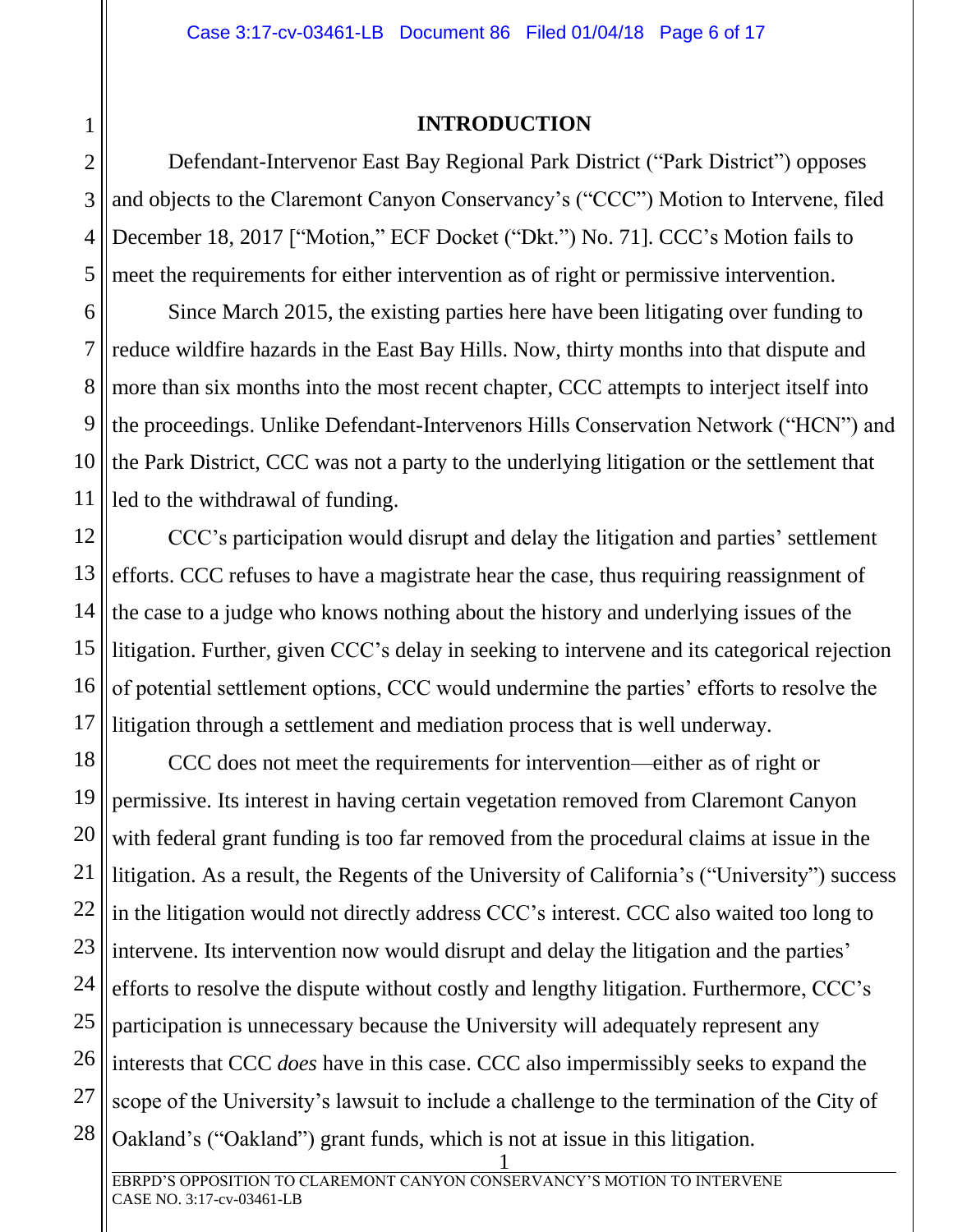## INTRODUCTION

Defendant-Intervenor East Bay Regional Park District ("Park District") opposes and objects to the Claremont Canyon Conservancy's ("CCC") Motion to Intervene, filed December 18, 2017 ["Motion," ECF Docket ("Dkt.") No. 71]. CCC's Motion fails to meet the requirements for either intervention as of right or permissive intervention.

Since March 2015, the existing parties here have been litigating over funding to reduce wildfire hazards in the East Bay Hills. Now, thirty months into that dispute and more than six months into the most recent chapter, CCC attempts to interject itself into the proceedings. Unlike Defendant-Intervenors Hills Conservation Network ("HCN") and the Park District, CCC was not a party to the underlying litigation or the settlement that led to the withdrawal of funding.

CCC's participation would disrupt and delay the litigation and parties' settlement efforts. CCC refuses to have a magistrate hear the case, thus requiring reassignment of the case to a judge who knows nothing about the history and underlying issues of the litigation. Further, given CCC's delay in seeking to intervene and its categorical rejection of potential settlement options, CCC would undermine the parties' efforts to resolve the litigation through a settlement and mediation process that is well underway.

CCC does not meet the requirements for intervention—either as of right or permissive. Its interest in having certain vegetation removed from Claremont Canyon with federal grant funding is too far removed from the procedural claims at issue in the litigation. As a result, the Regents of the University of California's ("University") success in the litigation would not directly address CCC's interest. CCC also waited too long to intervene. Its intervention now would disrupt and delay the litigation and the parties' efforts to resolve the dispute without costly and lengthy litigation. Furthermore, CCC's participation is unnecessary because the University will adequately represent any interests that CCC *does* have in this case. CCC also impermissibly seeks to expand the scope of the University's lawsuit to include a challenge to the termination of the City of Oakland's ("Oakland") grant funds, which is not at issue in this litigation.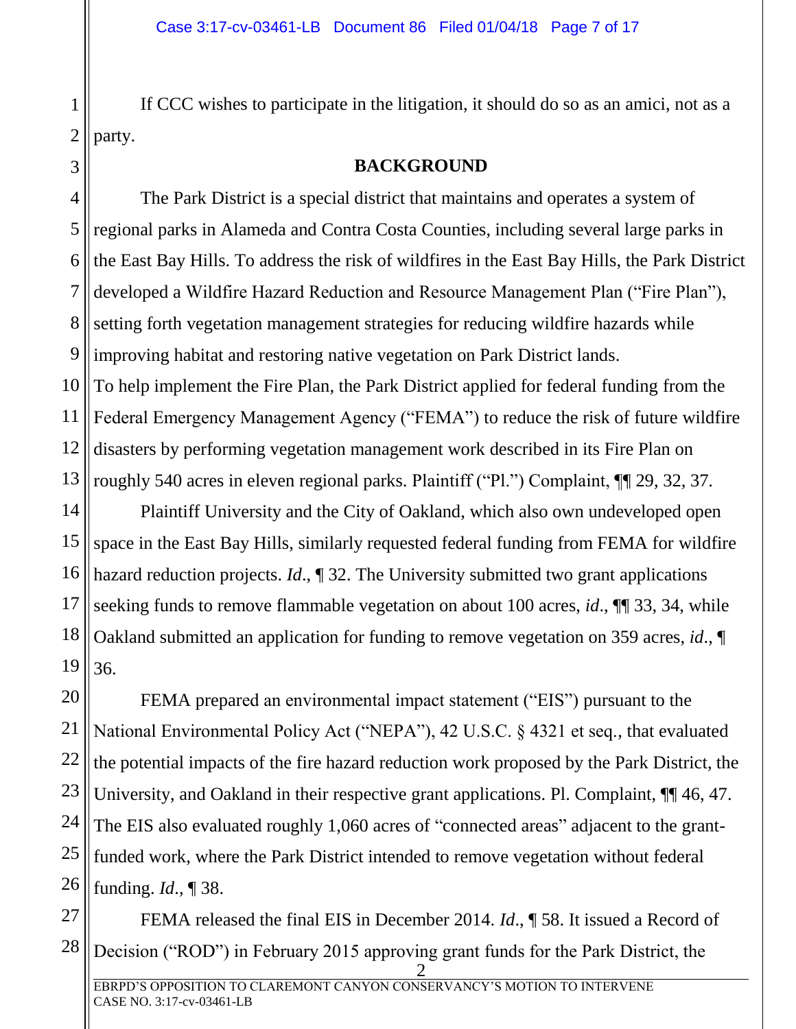If CCC wishes to participate in the litigation, it should do so as an amici, not as a party.

## BACKGROUND

The Park District is a special district that maintains and operates a system of regional parks in Alameda and Contra Costa Counties, including several large parks in the East Bay Hills. To address the risk of wildfires in the East Bay Hills, the Park District developed a Wildfire Hazard Reduction and Resource Management Plan ("Fire Plan"), setting forth vegetation management strategies for reducing wildfire hazards while improving habitat and restoring native vegetation on Park District lands.
To help implement the Fire Plan, the Park District applied for federal funding from the Federal Emergency Management Agency ("FEMA") to reduce the risk of future wildfire disasters by performing vegetation management work described in its Fire Plan on roughly 540 acres in eleven regional parks. Plaintiff ("Pl.") Complaint, ¶¶ 29, 32, 37.

Plaintiff University and the City of Oakland, which also own undeveloped open space in the East Bay Hills, similarly requested federal funding from FEMA for wildfire hazard reduction projects. *Id*., ¶ 32. The University submitted two grant applications seeking funds to remove flammable vegetation on about 100 acres, *id*., ¶¶ 33, 34, while Oakland submitted an application for funding to remove vegetation on 359 acres, *id*., ¶ 36.

FEMA prepared an environmental impact statement ("EIS") pursuant to the National Environmental Policy Act ("NEPA"), 42 U.S.C. § 4321 et seq., that evaluated the potential impacts of the fire hazard reduction work proposed by the Park District, the University, and Oakland in their respective grant applications. Pl. Complaint, ¶¶ 46, 47. The EIS also evaluated roughly 1,060 acres of "connected areas" adjacent to the grant-funded work, where the Park District intended to remove vegetation without federal funding. *Id*., ¶ 38.

FEMA released the final EIS in December 2014. *Id*., ¶ 58. It issued a Record of Decision ("ROD") in February 2015 approving grant funds for the Park District, the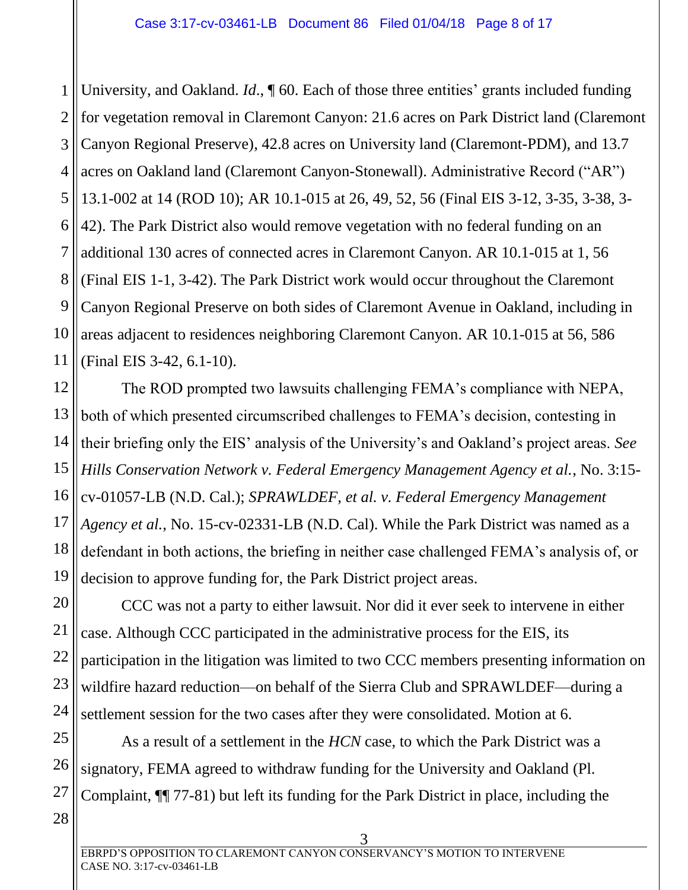University, and Oakland. *Id*., ¶ 60. Each of those three entities' grants included funding for vegetation removal in Claremont Canyon: 21.6 acres on Park District land (Claremont Canyon Regional Preserve), 42.8 acres on University land (Claremont-PDM), and 13.7 acres on Oakland land (Claremont Canyon-Stonewall). Administrative Record ("AR") 13.1-002 at 14 (ROD 10); AR 10.1-015 at 26, 49, 52, 56 (Final EIS 3-12, 3-35, 3-38, 3-42). The Park District also would remove vegetation with no federal funding on an additional 130 acres of connected acres in Claremont Canyon. AR 10.1-015 at 1, 56 (Final EIS 1-1, 3-42). The Park District work would occur throughout the Claremont Canyon Regional Preserve on both sides of Claremont Avenue in Oakland, including in areas adjacent to residences neighboring Claremont Canyon. AR 10.1-015 at 56, 586 (Final EIS 3-42, 6.1-10).

The ROD prompted two lawsuits challenging FEMA's compliance with NEPA, both of which presented circumscribed challenges to FEMA's decision, contesting in their briefing only the EIS' analysis of the University's and Oakland's project areas. *See Hills Conservation Network v. Federal Emergency Management Agency et al.*, No. 3:15-cv-01057-LB (N.D. Cal.); *SPRAWLDEF, et al. v. Federal Emergency Management Agency et al.*, No. 15-cv-02331-LB (N.D. Cal). While the Park District was named as a defendant in both actions, the briefing in neither case challenged FEMA's analysis of, or decision to approve funding for, the Park District project areas.

CCC was not a party to either lawsuit. Nor did it ever seek to intervene in either case. Although CCC participated in the administrative process for the EIS, its participation in the litigation was limited to two CCC members presenting information on wildfire hazard reduction—on behalf of the Sierra Club and SPRAWLDEF—during a settlement session for the two cases after they were consolidated. Motion at 6.

As a result of a settlement in the *HCN* case, to which the Park District was a signatory, FEMA agreed to withdraw funding for the University and Oakland (Pl. Complaint, ¶¶ 77-81) but left its funding for the Park District in place, including the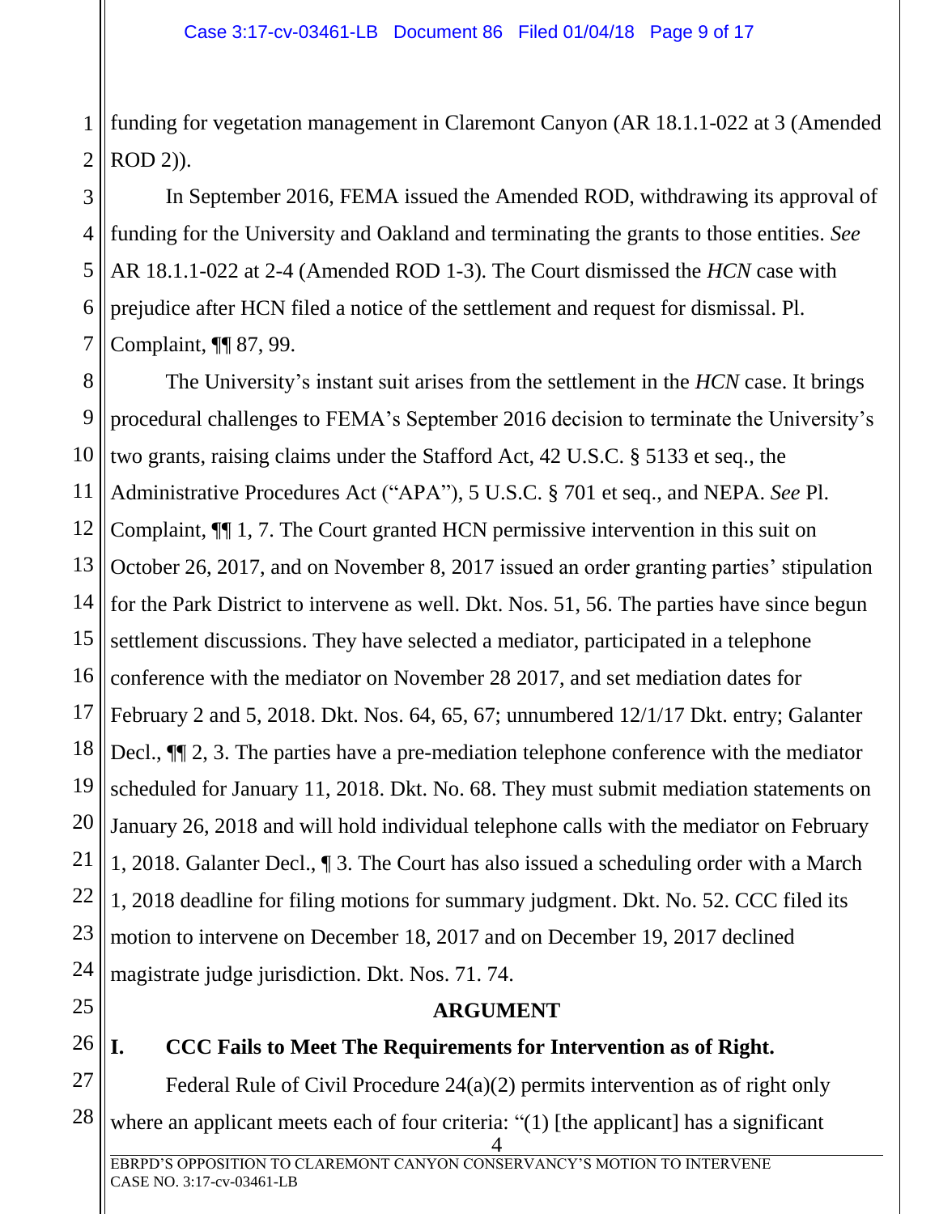funding for vegetation management in Claremont Canyon (AR 18.1.1-022 at 3 (Amended ROD 2)).

In September 2016, FEMA issued the Amended ROD, withdrawing its approval of funding for the University and Oakland and terminating the grants to those entities. *See* AR 18.1.1-022 at 2-4 (Amended ROD 1-3). The Court dismissed the *HCN* case with prejudice after HCN filed a notice of the settlement and request for dismissal. Pl. Complaint, ¶¶ 87, 99.

The University's instant suit arises from the settlement in the *HCN* case. It brings procedural challenges to FEMA's September 2016 decision to terminate the University's two grants, raising claims under the Stafford Act, 42 U.S.C. § 5133 et seq., the Administrative Procedures Act ("APA"), 5 U.S.C. § 701 et seq., and NEPA. *See* Pl. Complaint, ¶¶ 1, 7. The Court granted HCN permissive intervention in this suit on October 26, 2017, and on November 8, 2017 issued an order granting parties' stipulation for the Park District to intervene as well. Dkt. Nos. 51, 56. The parties have since begun settlement discussions. They have selected a mediator, participated in a telephone conference with the mediator on November 28 2017, and set mediation dates for February 2 and 5, 2018. Dkt. Nos. 64, 65, 67; unnumbered 12/1/17 Dkt. entry; Galanter Decl., ¶¶ 2, 3. The parties have a pre-mediation telephone conference with the mediator scheduled for January 11, 2018. Dkt. No. 68. They must submit mediation statements on January 26, 2018 and will hold individual telephone calls with the mediator on February 1, 2018. Galanter Decl., ¶ 3. The Court has also issued a scheduling order with a March 1, 2018 deadline for filing motions for summary judgment. Dkt. No. 52. CCC filed its motion to intervene on December 18, 2017 and on December 19, 2017 declined magistrate judge jurisdiction. Dkt. Nos. 71. 74.

## ARGUMENT

### I. CCC Fails to Meet The Requirements for Intervention as of Right.

Federal Rule of Civil Procedure 24(a)(2) permits intervention as of right only where an applicant meets each of four criteria: "(1) [the applicant] has a significant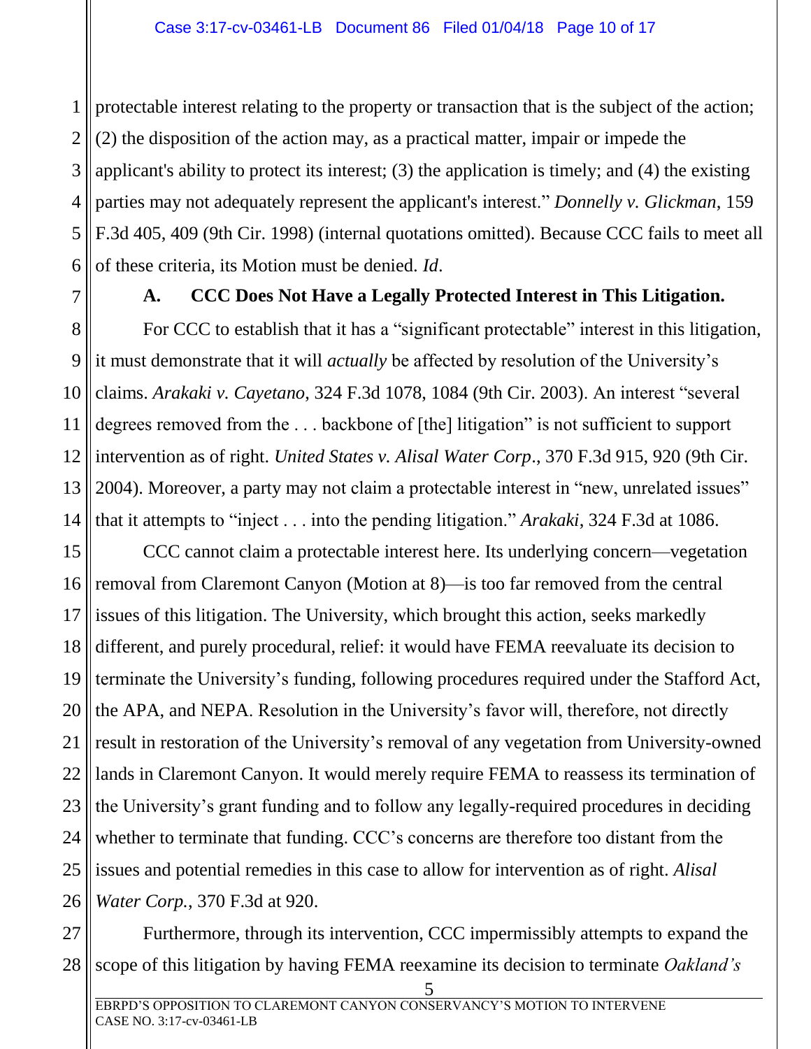protectable interest relating to the property or transaction that is the subject of the action; (2) the disposition of the action may, as a practical matter, impair or impede the applicant's ability to protect its interest; (3) the application is timely; and (4) the existing parties may not adequately represent the applicant's interest." *Donnelly v. Glickman*, 159 F.3d 405, 409 (9th Cir. 1998) (internal quotations omitted). Because CCC fails to meet all of these criteria, its Motion must be denied. *Id*.

### A. CCC Does Not Have a Legally Protected Interest in This Litigation.

For CCC to establish that it has a "significant protectable" interest in this litigation, it must demonstrate that it will *actually* be affected by resolution of the University's claims. *Arakaki v. Cayetano*, 324 F.3d 1078, 1084 (9th Cir. 2003). An interest "several degrees removed from the . . . backbone of [the] litigation" is not sufficient to support intervention as of right. *United States v. Alisal Water Corp*., 370 F.3d 915, 920 (9th Cir. 2004). Moreover, a party may not claim a protectable interest in "new, unrelated issues" that it attempts to "inject . . . into the pending litigation." *Arakaki*, 324 F.3d at 1086.

CCC cannot claim a protectable interest here. Its underlying concern—vegetation removal from Claremont Canyon (Motion at 8)—is too far removed from the central issues of this litigation. The University, which brought this action, seeks markedly different, and purely procedural, relief: it would have FEMA reevaluate its decision to terminate the University's funding, following procedures required under the Stafford Act, the APA, and NEPA. Resolution in the University's favor will, therefore, not directly result in restoration of the University's removal of any vegetation from University-owned lands in Claremont Canyon. It would merely require FEMA to reassess its termination of the University's grant funding and to follow any legally-required procedures in deciding whether to terminate that funding. CCC's concerns are therefore too distant from the issues and potential remedies in this case to allow for intervention as of right. *Alisal Water Corp.*, 370 F.3d at 920.

Furthermore, through its intervention, CCC impermissibly attempts to expand the scope of this litigation by having FEMA reexamine its decision to terminate *Oakland's*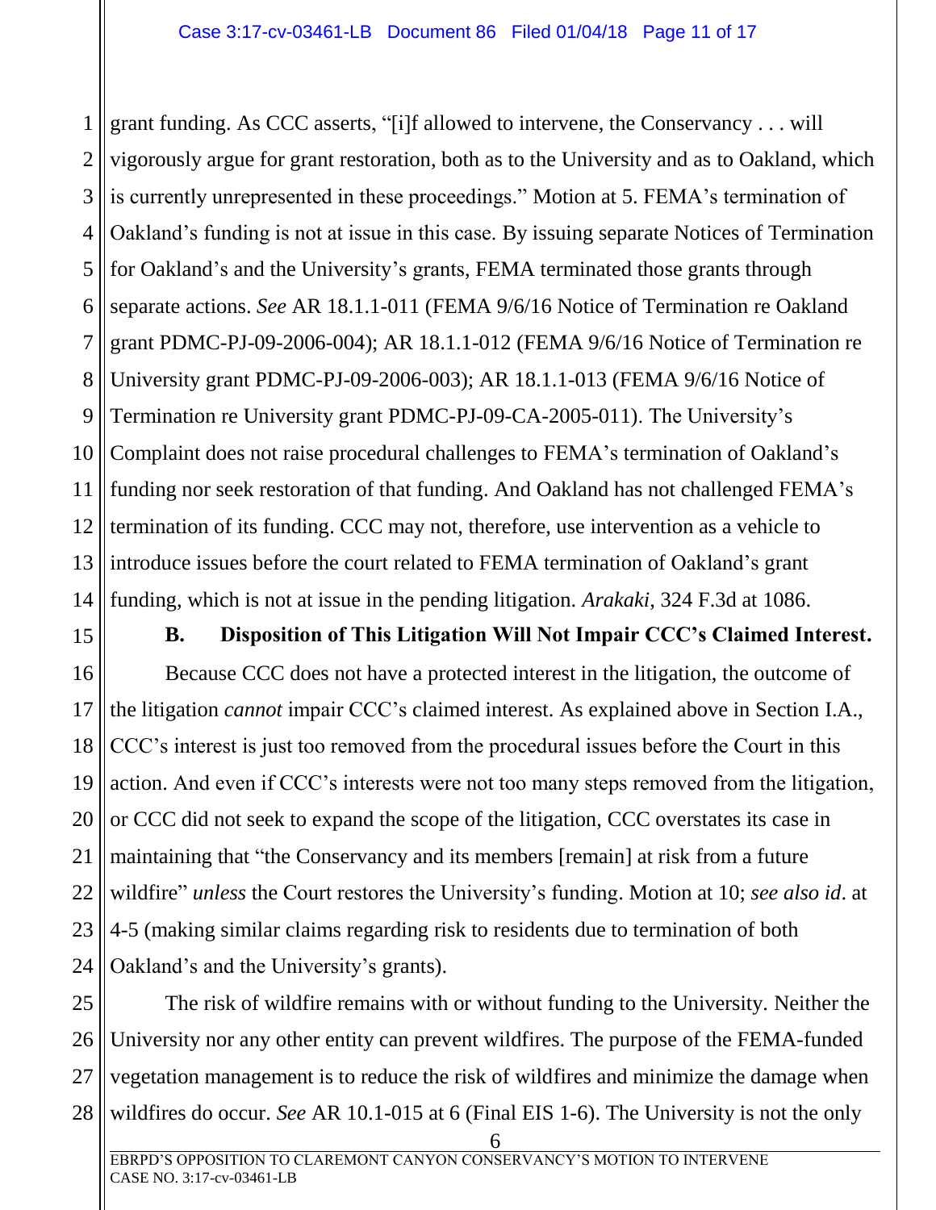grant funding. As CCC asserts, "[i]f allowed to intervene, the Conservancy . . . will vigorously argue for grant restoration, both as to the University and as to Oakland, which is currently unrepresented in these proceedings." Motion at 5. FEMA's termination of Oakland's funding is not at issue in this case. By issuing separate Notices of Termination for Oakland's and the University's grants, FEMA terminated those grants through separate actions. *See* AR 18.1.1-011 (FEMA 9/6/16 Notice of Termination re Oakland grant PDMC-PJ-09-2006-004); AR 18.1.1-012 (FEMA 9/6/16 Notice of Termination re University grant PDMC-PJ-09-2006-003); AR 18.1.1-013 (FEMA 9/6/16 Notice of Termination re University grant PDMC-PJ-09-CA-2005-011). The University's Complaint does not raise procedural challenges to FEMA's termination of Oakland's funding nor seek restoration of that funding. And Oakland has not challenged FEMA's termination of its funding. CCC may not, therefore, use intervention as a vehicle to introduce issues before the court related to FEMA termination of Oakland's grant funding, which is not at issue in the pending litigation. *Arakaki*, 324 F.3d at 1086.

**B. Disposition of This Litigation Will Not Impair CCC's Claimed Interest.**

Because CCC does not have a protected interest in the litigation, the outcome of the litigation *cannot* impair CCC's claimed interest. As explained above in Section I.A., CCC's interest is just too removed from the procedural issues before the Court in this action. And even if CCC's interests were not too many steps removed from the litigation, or CCC did not seek to expand the scope of the litigation, CCC overstates its case in maintaining that "the Conservancy and its members [remain] at risk from a future wildfire" *unless* the Court restores the University's funding. Motion at 10; *see also id*. at 4-5 (making similar claims regarding risk to residents due to termination of both Oakland's and the University's grants).

The risk of wildfire remains with or without funding to the University. Neither the University nor any other entity can prevent wildfires. The purpose of the FEMA-funded vegetation management is to reduce the risk of wildfires and minimize the damage when wildfires do occur. *See* AR 10.1-015 at 6 (Final EIS 1-6). The University is not the only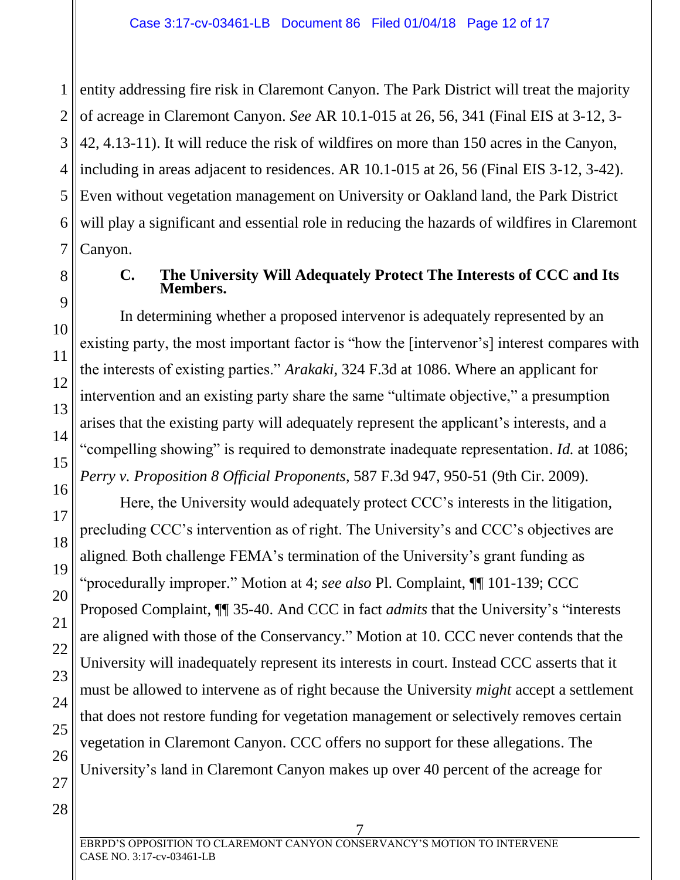entity addressing fire risk in Claremont Canyon. The Park District will treat the majority of acreage in Claremont Canyon. *See* AR 10.1-015 at 26, 56, 341 (Final EIS at 3-12, 3-42, 4.13-11). It will reduce the risk of wildfires on more than 150 acres in the Canyon, including in areas adjacent to residences. AR 10.1-015 at 26, 56 (Final EIS 3-12, 3-42). Even without vegetation management on University or Oakland land, the Park District will play a significant and essential role in reducing the hazards of wildfires in Claremont Canyon.

### C. The University Will Adequately Protect The Interests of CCC and Its Members.

In determining whether a proposed intervenor is adequately represented by an existing party, the most important factor is "how the [intervenor's] interest compares with the interests of existing parties." *Arakaki*, 324 F.3d at 1086. Where an applicant for intervention and an existing party share the same "ultimate objective," a presumption arises that the existing party will adequately represent the applicant's interests, and a "compelling showing" is required to demonstrate inadequate representation. *Id.* at 1086; *Perry v. Proposition 8 Official Proponents*, 587 F.3d 947, 950-51 (9th Cir. 2009).

Here, the University would adequately protect CCC's interests in the litigation, precluding CCC's intervention as of right. The University's and CCC's objectives are aligned. Both challenge FEMA's termination of the University's grant funding as "procedurally improper." Motion at 4; *see also* Pl. Complaint, ¶¶ 101-139; CCC Proposed Complaint, ¶¶ 35-40. And CCC in fact *admits* that the University's "interests are aligned with those of the Conservancy." Motion at 10. CCC never contends that the University will inadequately represent its interests in court. Instead CCC asserts that it must be allowed to intervene as of right because the University *might* accept a settlement that does not restore funding for vegetation management or selectively removes certain vegetation in Claremont Canyon. CCC offers no support for these allegations. The University's land in Claremont Canyon makes up over 40 percent of the acreage for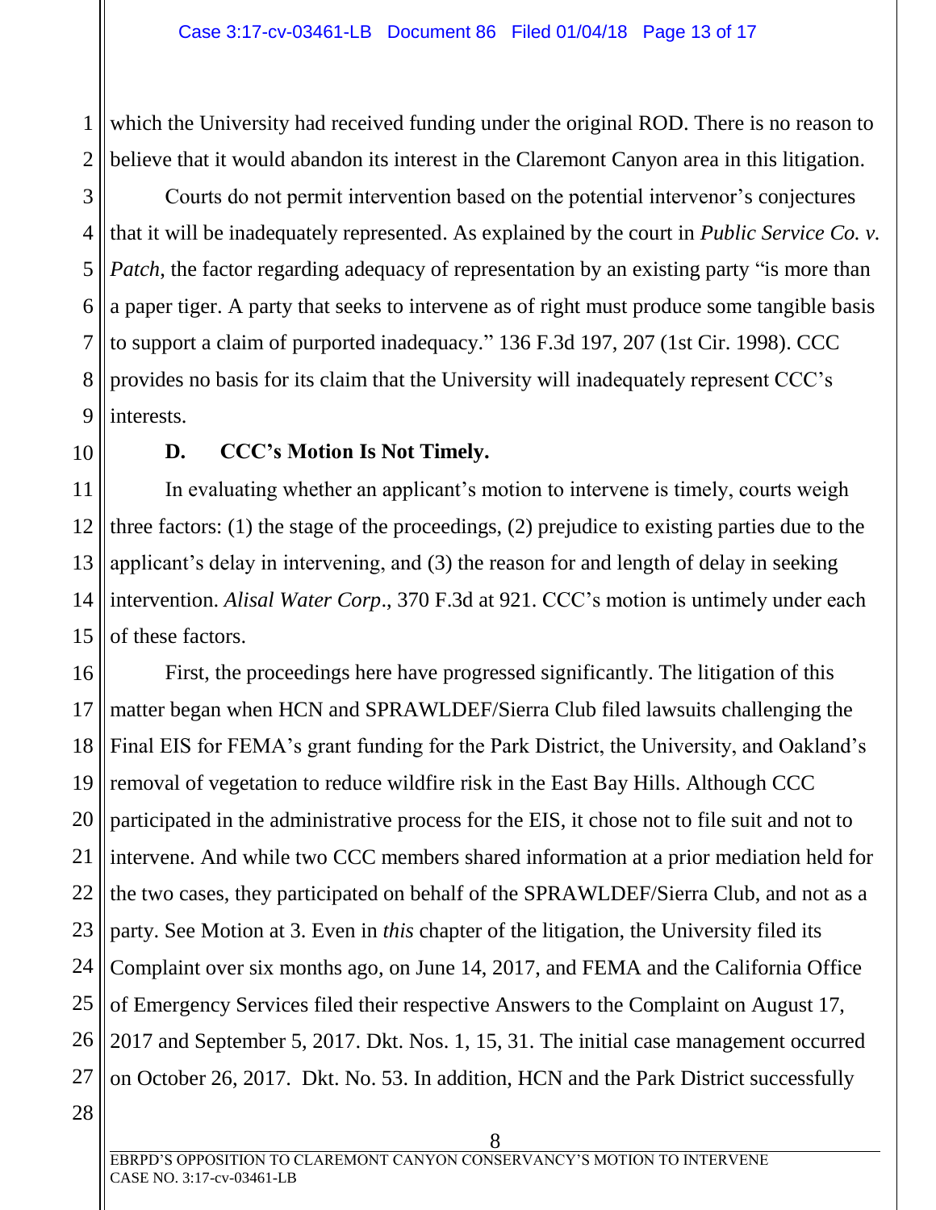which the University had received funding under the original ROD. There is no reason to believe that it would abandon its interest in the Claremont Canyon area in this litigation.

Courts do not permit intervention based on the potential intervenor's conjectures that it will be inadequately represented. As explained by the court in *Public Service Co. v. Patch*, the factor regarding adequacy of representation by an existing party "is more than a paper tiger. A party that seeks to intervene as of right must produce some tangible basis to support a claim of purported inadequacy." 136 F.3d 197, 207 (1st Cir. 1998). CCC provides no basis for its claim that the University will inadequately represent CCC's interests.

### D. CCC's Motion Is Not Timely.

In evaluating whether an applicant's motion to intervene is timely, courts weigh three factors: (1) the stage of the proceedings, (2) prejudice to existing parties due to the applicant's delay in intervening, and (3) the reason for and length of delay in seeking intervention. *Alisal Water Corp*., 370 F.3d at 921. CCC's motion is untimely under each of these factors.

First, the proceedings here have progressed significantly. The litigation of this matter began when HCN and SPRAWLDEF/Sierra Club filed lawsuits challenging the Final EIS for FEMA's grant funding for the Park District, the University, and Oakland's removal of vegetation to reduce wildfire risk in the East Bay Hills. Although CCC participated in the administrative process for the EIS, it chose not to file suit and not to intervene. And while two CCC members shared information at a prior mediation held for the two cases, they participated on behalf of the SPRAWLDEF/Sierra Club, and not as a party. See Motion at 3. Even in *this* chapter of the litigation, the University filed its Complaint over six months ago, on June 14, 2017, and FEMA and the California Office of Emergency Services filed their respective Answers to the Complaint on August 17, 2017 and September 5, 2017. Dkt. Nos. 1, 15, 31. The initial case management occurred on October 26, 2017. Dkt. No. 53. In addition, HCN and the Park District successfully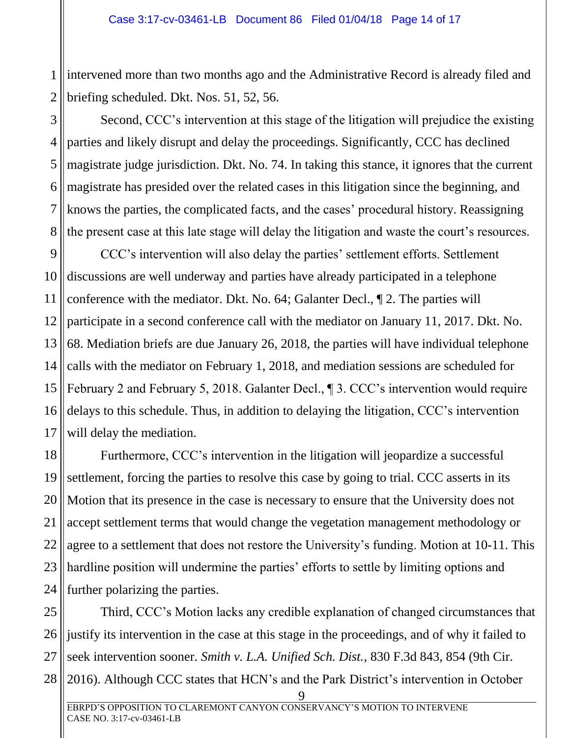intervened more than two months ago and the Administrative Record is already filed and briefing scheduled. Dkt. Nos. 51, 52, 56.

Second, CCC's intervention at this stage of the litigation will prejudice the existing parties and likely disrupt and delay the proceedings. Significantly, CCC has declined magistrate judge jurisdiction. Dkt. No. 74. In taking this stance, it ignores that the current magistrate has presided over the related cases in this litigation since the beginning, and knows the parties, the complicated facts, and the cases' procedural history. Reassigning the present case at this late stage will delay the litigation and waste the court's resources.

CCC's intervention will also delay the parties' settlement efforts. Settlement discussions are well underway and parties have already participated in a telephone conference with the mediator. Dkt. No. 64; Galanter Decl., ¶ 2. The parties will participate in a second conference call with the mediator on January 11, 2017. Dkt. No. 68. Mediation briefs are due January 26, 2018, the parties will have individual telephone calls with the mediator on February 1, 2018, and mediation sessions are scheduled for February 2 and February 5, 2018. Galanter Decl., ¶ 3. CCC's intervention would require delays to this schedule. Thus, in addition to delaying the litigation, CCC's intervention will delay the mediation.

Furthermore, CCC's intervention in the litigation will jeopardize a successful settlement, forcing the parties to resolve this case by going to trial. CCC asserts in its Motion that its presence in the case is necessary to ensure that the University does not accept settlement terms that would change the vegetation management methodology or agree to a settlement that does not restore the University's funding. Motion at 10-11. This hardline position will undermine the parties' efforts to settle by limiting options and further polarizing the parties.

Third, CCC's Motion lacks any credible explanation of changed circumstances that justify its intervention in the case at this stage in the proceedings, and of why it failed to seek intervention sooner. *Smith v. L.A. Unified Sch. Dist.*, 830 F.3d 843, 854 (9th Cir. 2016). Although CCC states that HCN's and the Park District's intervention in October

EBRPD'S OPPOSITION TO CLAREMONT CANYON CONSERVANCY'S MOTION TO INTERVENE
CASE NO. 3:17-cv-03461-LB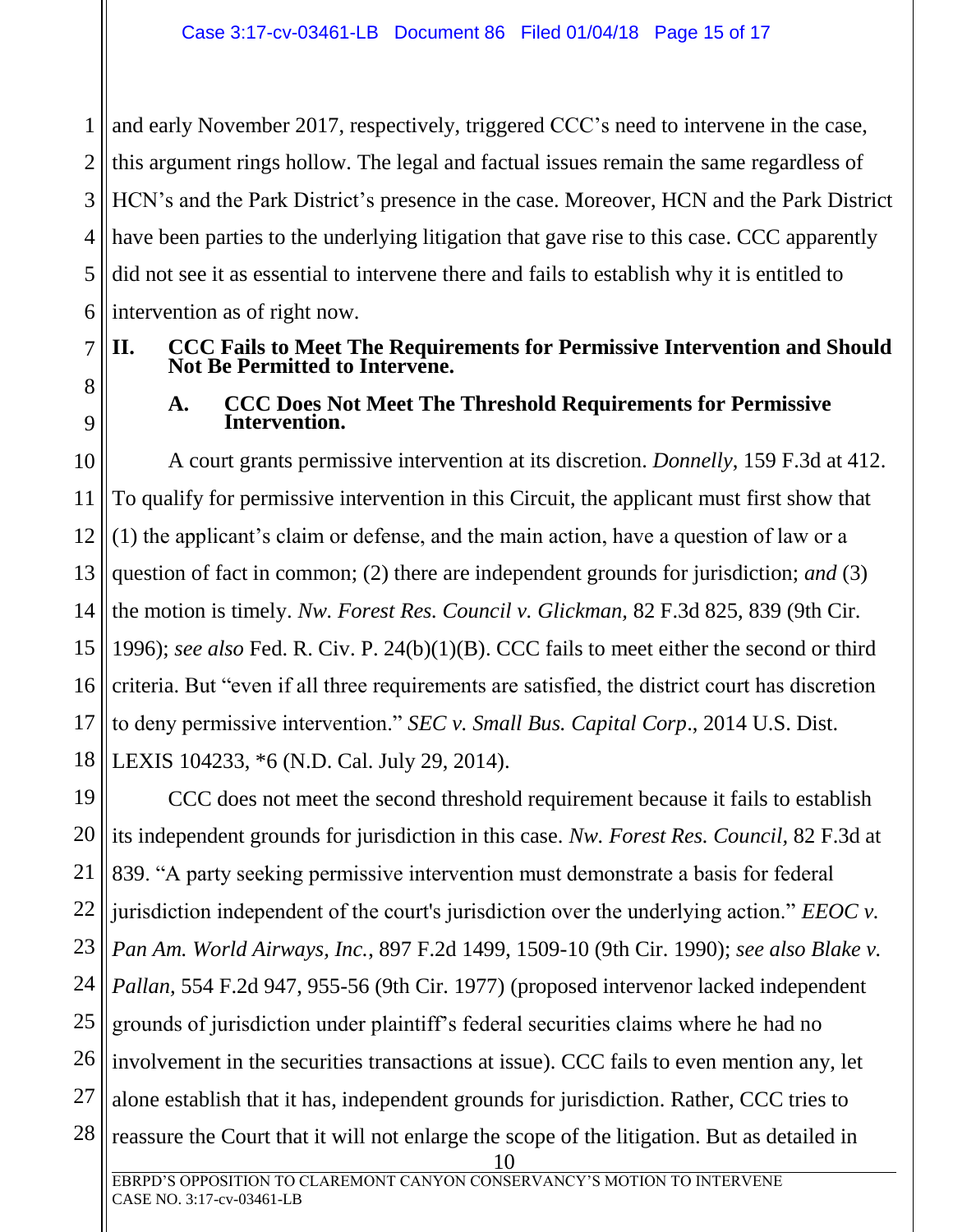and early November 2017, respectively, triggered CCC's need to intervene in the case, this argument rings hollow. The legal and factual issues remain the same regardless of HCN's and the Park District's presence in the case. Moreover, HCN and the Park District have been parties to the underlying litigation that gave rise to this case. CCC apparently did not see it as essential to intervene there and fails to establish why it is entitled to intervention as of right now.

## II. CCC Fails to Meet The Requirements for Permissive Intervention and Should Not Be Permitted to Intervene.

### A. CCC Does Not Meet The Threshold Requirements for Permissive Intervention.

A court grants permissive intervention at its discretion. *Donnelly*, 159 F.3d at 412. To qualify for permissive intervention in this Circuit, the applicant must first show that (1) the applicant's claim or defense, and the main action, have a question of law or a question of fact in common; (2) there are independent grounds for jurisdiction; *and* (3) the motion is timely. *Nw. Forest Res. Council v. Glickman*, 82 F.3d 825, 839 (9th Cir. 1996); *see also* Fed. R. Civ. P. 24(b)(1)(B). CCC fails to meet either the second or third criteria. But "even if all three requirements are satisfied, the district court has discretion to deny permissive intervention." *SEC v. Small Bus. Capital Corp*., 2014 U.S. Dist. LEXIS 104233, *6 (N.D. Cal. July 29, 2014).

CCC does not meet the second threshold requirement because it fails to establish its independent grounds for jurisdiction in this case. *Nw. Forest Res. Council*, 82 F.3d at 839. "A party seeking permissive intervention must demonstrate a basis for federal jurisdiction independent of the court's jurisdiction over the underlying action." *EEOC v. Pan Am. World Airways, Inc.*, 897 F.2d 1499, 1509-10 (9th Cir. 1990); *see also Blake v. Pallan*, 554 F.2d 947, 955-56 (9th Cir. 1977) (proposed intervenor lacked independent grounds of jurisdiction under plaintiff's federal securities claims where he had no involvement in the securities transactions at issue). CCC fails to even mention any, let alone establish that it has, independent grounds for jurisdiction. Rather, CCC tries to reassure the Court that it will not enlarge the scope of the litigation. But as detailed in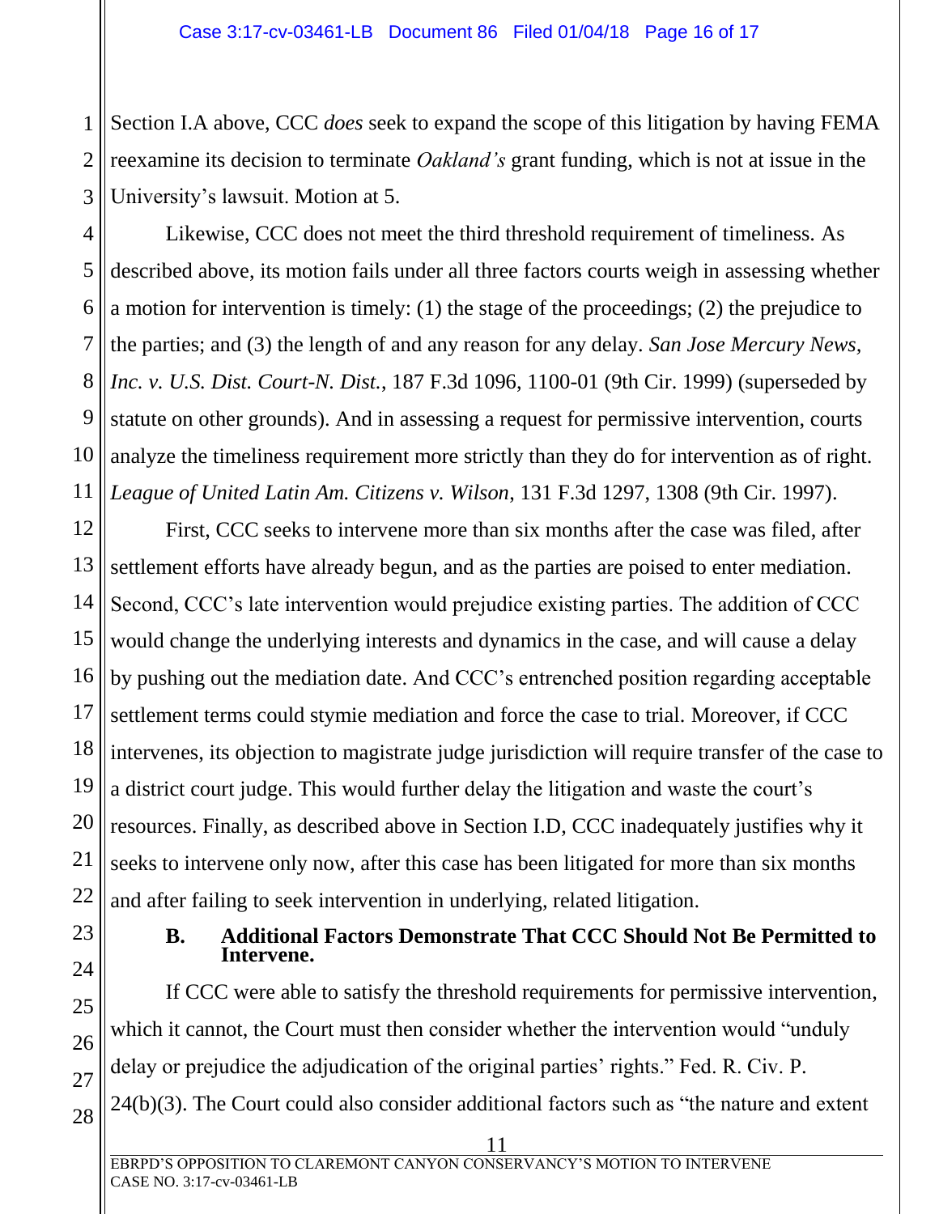Section I.A above, CCC *does* seek to expand the scope of this litigation by having FEMA reexamine its decision to terminate *Oakland's* grant funding, which is not at issue in the University's lawsuit. Motion at 5.

Likewise, CCC does not meet the third threshold requirement of timeliness. As described above, its motion fails under all three factors courts weigh in assessing whether a motion for intervention is timely: (1) the stage of the proceedings; (2) the prejudice to the parties; and (3) the length of and any reason for any delay. *San Jose Mercury News, Inc. v. U.S. Dist. Court-N. Dist.*, 187 F.3d 1096, 1100-01 (9th Cir. 1999) (superseded by statute on other grounds). And in assessing a request for permissive intervention, courts analyze the timeliness requirement more strictly than they do for intervention as of right. *League of United Latin Am. Citizens v. Wilson*, 131 F.3d 1297, 1308 (9th Cir. 1997).

First, CCC seeks to intervene more than six months after the case was filed, after settlement efforts have already begun, and as the parties are poised to enter mediation. Second, CCC's late intervention would prejudice existing parties. The addition of CCC would change the underlying interests and dynamics in the case, and will cause a delay by pushing out the mediation date. And CCC's entrenched position regarding acceptable settlement terms could stymie mediation and force the case to trial. Moreover, if CCC intervenes, its objection to magistrate judge jurisdiction will require transfer of the case to a district court judge. This would further delay the litigation and waste the court's resources. Finally, as described above in Section I.D, CCC inadequately justifies why it seeks to intervene only now, after this case has been litigated for more than six months and after failing to seek intervention in underlying, related litigation.

### B. Additional Factors Demonstrate That CCC Should Not Be Permitted to Intervene.

If CCC were able to satisfy the threshold requirements for permissive intervention, which it cannot, the Court must then consider whether the intervention would "unduly delay or prejudice the adjudication of the original parties' rights." Fed. R. Civ. P. 24(b)(3). The Court could also consider additional factors such as "the nature and extent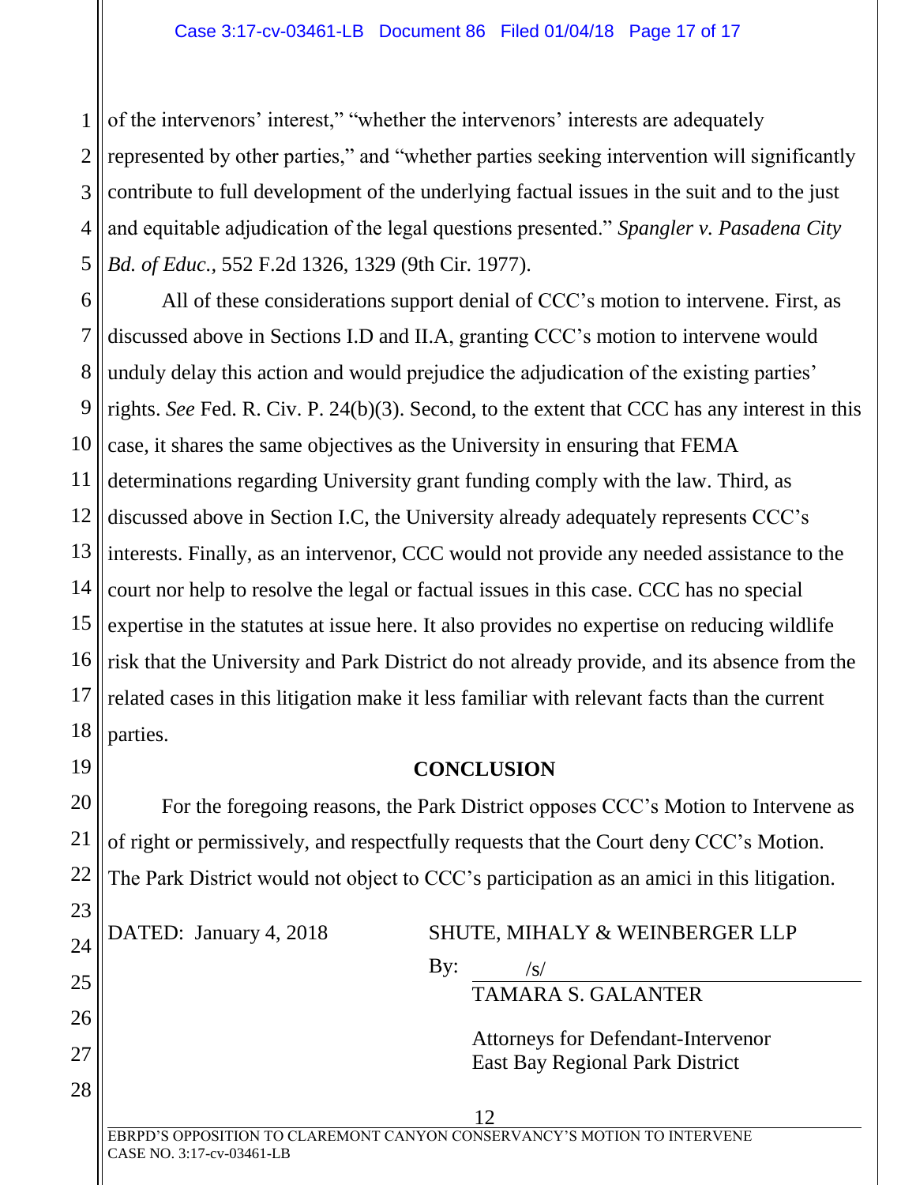of the intervenors' interest," "whether the intervenors' interests are adequately represented by other parties," and "whether parties seeking intervention will significantly contribute to full development of the underlying factual issues in the suit and to the just and equitable adjudication of the legal questions presented." *Spangler v. Pasadena City Bd. of Educ.*, 552 F.2d 1326, 1329 (9th Cir. 1977).

All of these considerations support denial of CCC's motion to intervene. First, as discussed above in Sections I.D and II.A, granting CCC's motion to intervene would unduly delay this action and would prejudice the adjudication of the existing parties' rights. *See* Fed. R. Civ. P. 24(b)(3). Second, to the extent that CCC has any interest in this case, it shares the same objectives as the University in ensuring that FEMA determinations regarding University grant funding comply with the law. Third, as discussed above in Section I.C, the University already adequately represents CCC's interests. Finally, as an intervenor, CCC would not provide any needed assistance to the court nor help to resolve the legal or factual issues in this case. CCC has no special expertise in the statutes at issue here. It also provides no expertise on reducing wildlife risk that the University and Park District do not already provide, and its absence from the related cases in this litigation make it less familiar with relevant facts than the current parties.

## CONCLUSION

For the foregoing reasons, the Park District opposes CCC's Motion to Intervene as of right or permissively, and respectfully requests that the Court deny CCC's Motion. The Park District would not object to CCC's participation as an amici in this litigation.

DATED: January 4, 2018

SHUTE, MIHALY & WEINBERGER LLP

By: /s/
TAMARA S. GALANTER

Attorneys for Defendant-Intervenor
East Bay Regional Park District